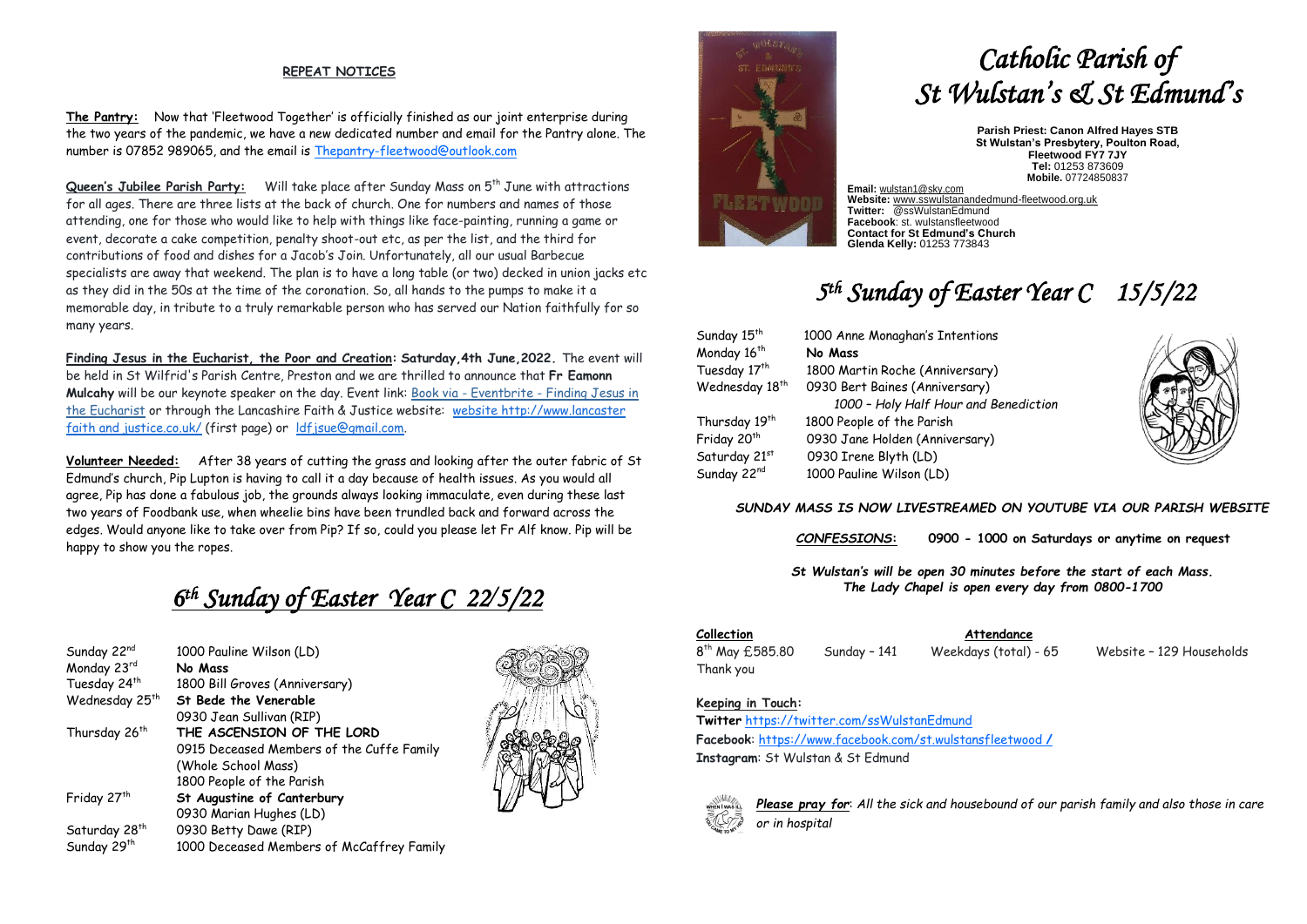# Catholic Parish of St Wulstan's & St Edmund's

**Parish Priest: Canon Alfred Hayes STB**
**St Wulstan's Presbytery, Poulton Road,**
**Fleetwood FY7 7JY**
**Tel:** 01253 873609
**Mobile.** 07724850837

**Email:** wulstan1@sky.com
**Website:** www.sswulstanandedmund-fleetwood.org.uk
**Twitter:** @ssWulstanEdmund
**Facebook**: st. wulstansfleetwood
**Contact for St Edmund's Church**
**Glenda Kelly:** 01253 773843

## 5th Sunday of Easter Year C 15/5/22

| | |
|---|---|
| Sunday 15th | 1000 Anne Monaghan's Intentions |
| Monday 16th | **No Mass** |
| Tuesday 17th | 1800 Martin Roche (Anniversary) |
| Wednesday 18th | 0930 Bert Baines (Anniversary) |
| | 1000 – Holy Half Hour and Benediction |
| Thursday 19th | 1800 People of the Parish |
| Friday 20th | 0930 Jane Holden (Anniversary) |
| Saturday 21st | 0930 Irene Blyth (LD) |
| Sunday 22nd | 1000 Pauline Wilson (LD) |

***SUNDAY MASS IS NOW LIVESTREAMED ON YOUTUBE VIA OUR PARISH WEBSITE***

***CONFESSIONS*: 0900 - 1000 on Saturdays or anytime on request**

***St Wulstan's will be open 30 minutes before the start of each Mass.***
***The Lady Chapel is open every day from 0800-1700***

**Collection**
8th May £585.80
Thank you

**Attendance**
Sunday – 141 Weekdays (total) - 65 Website – 129 Households

**Keeping in Touch:**
**Twitter** https://twitter.com/ssWulstanEdmund
**Facebook**: https://www.facebook.com/st.wulstansfleetwood /
**Instagram**: St Wulstan & St Edmund

***Please pray for**: All the sick and housebound of our parish family and also those in care or in hospital*

## REPEAT NOTICES

**The Pantry:** Now that 'Fleetwood Together' is officially finished as our joint enterprise during the two years of the pandemic, we have a new dedicated number and email for the Pantry alone. The number is 07852 989065, and the email is Thepantry-fleetwood@outlook.com

**Queen's Jubilee Parish Party:** Will take place after Sunday Mass on 5th June with attractions for all ages. There are three lists at the back of church. One for numbers and names of those attending, one for those who would like to help with things like face-painting, running a game or event, decorate a cake competition, penalty shoot-out etc, as per the list, and the third for contributions of food and dishes for a Jacob's Join. Unfortunately, all our usual Barbecue specialists are away that weekend. The plan is to have a long table (or two) decked in union jacks etc as they did in the 50s at the time of the coronation. So, all hands to the pumps to make it a memorable day, in tribute to a truly remarkable person who has served our Nation faithfully for so many years.

**Finding Jesus in the Eucharist, the Poor and Creation: Saturday,4th June,2022.** The event will be held in St Wilfrid's Parish Centre, Preston and we are thrilled to announce that **Fr Eamonn Mulcahy** will be our keynote speaker on the day. Event link: Book via - Eventbrite - Finding Jesus in the Eucharist or through the Lancashire Faith & Justice website: website http://www.lancaster faith and justice.co.uk/ (first page) or ldf.jsue@gmail.com.

**Volunteer Needed:** After 38 years of cutting the grass and looking after the outer fabric of St Edmund's church, Pip Lupton is having to call it a day because of health issues. As you would all agree, Pip has done a fabulous job, the grounds always looking immaculate, even during these last two years of Foodbank use, when wheelie bins have been trundled back and forward across the edges. Would anyone like to take over from Pip? If so, could you please let Fr Alf know. Pip will be happy to show you the ropes.

## 6th Sunday of Easter Year C 22/5/22

| | |
|---|---|
| Sunday 22nd | 1000 Pauline Wilson (LD) |
| Monday 23rd | **No Mass** |
| Tuesday 24th | 1800 Bill Groves (Anniversary) |
| Wednesday 25th | **St Bede the Venerable** |
| | 0930 Jean Sullivan (RIP) |
| Thursday 26th | **THE ASCENSION OF THE LORD** |
| | 0915 Deceased Members of the Cuffe Family (Whole School Mass) |
| | 1800 People of the Parish |
| Friday 27th | **St Augustine of Canterbury** |
| | 0930 Marian Hughes (LD) |
| Saturday 28th | 0930 Betty Dawe (RIP) |
| Sunday 29th | 1000 Deceased Members of McCaffrey Family |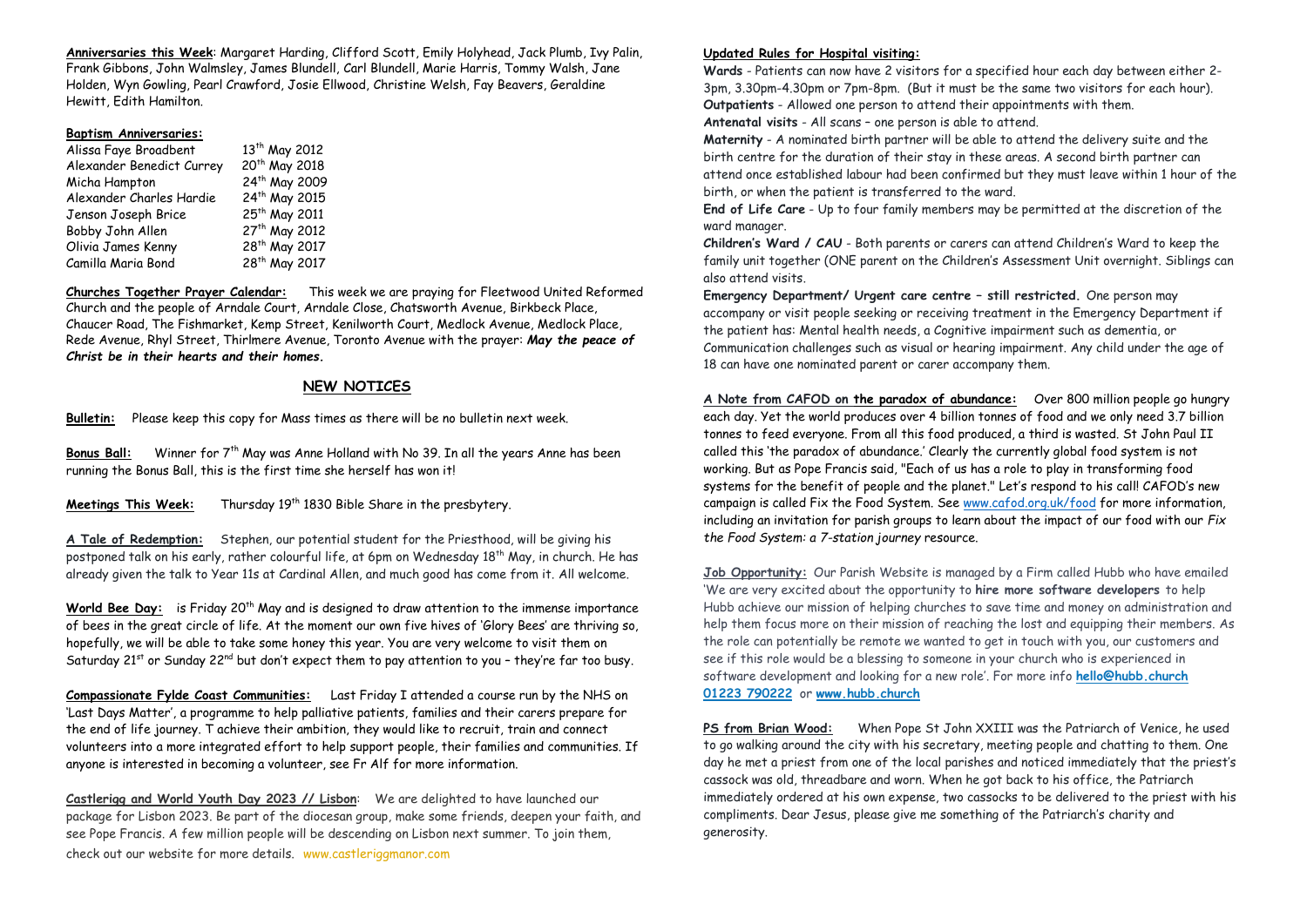**Anniversaries this Week**: Margaret Harding, Clifford Scott, Emily Holyhead, Jack Plumb, Ivy Palin, Frank Gibbons, John Walmsley, James Blundell, Carl Blundell, Marie Harris, Tommy Walsh, Jane Holden, Wyn Gowling, Pearl Crawford, Josie Ellwood, Christine Welsh, Fay Beavers, Geraldine Hewitt, Edith Hamilton.

**Baptism Anniversaries:**

| | |
|---|---|
| Alissa Faye Broadbent | 13th May 2012 |
| Alexander Benedict Currey | 20th May 2018 |
| Micha Hampton | 24th May 2009 |
| Alexander Charles Hardie | 24th May 2015 |
| Jenson Joseph Brice | 25th May 2011 |
| Bobby John Allen | 27th May 2012 |
| Olivia James Kenny | 28th May 2017 |
| Camilla Maria Bond | 28th May 2017 |

**Churches Together Prayer Calendar:** This week we are praying for Fleetwood United Reformed Church and the people of Arndale Court, Arndale Close, Chatsworth Avenue, Birkbeck Place, Chaucer Road, The Fishmarket, Kemp Street, Kenilworth Court, Medlock Avenue, Medlock Place, Rede Avenue, Rhyl Street, Thirlmere Avenue, Toronto Avenue with the prayer: ***May the peace of Christ be in their hearts and their homes.***

## NEW NOTICES

**Bulletin:** Please keep this copy for Mass times as there will be no bulletin next week.

**Bonus Ball:** Winner for 7th May was Anne Holland with No 39. In all the years Anne has been running the Bonus Ball, this is the first time she herself has won it!

**Meetings This Week:** Thursday 19th 1830 Bible Share in the presbytery.

**A Tale of Redemption:** Stephen, our potential student for the Priesthood, will be giving his postponed talk on his early, rather colourful life, at 6pm on Wednesday 18th May, in church. He has already given the talk to Year 11s at Cardinal Allen, and much good has come from it. All welcome.

**World Bee Day:** is Friday 20th May and is designed to draw attention to the immense importance of bees in the great circle of life. At the moment our own five hives of 'Glory Bees' are thriving so, hopefully, we will be able to take some honey this year. You are very welcome to visit them on Saturday 21st or Sunday 22nd but don't expect them to pay attention to you – they're far too busy.

**Compassionate Fylde Coast Communities:** Last Friday I attended a course run by the NHS on 'Last Days Matter', a programme to help palliative patients, families and their carers prepare for the end of life journey. T achieve their ambition, they would like to recruit, train and connect volunteers into a more integrated effort to help support people, their families and communities. If anyone is interested in becoming a volunteer, see Fr Alf for more information.

**Castlerigg and World Youth Day 2023 // Lisbon**: We are delighted to have launched our package for Lisbon 2023. Be part of the diocesan group, make some friends, deepen your faith, and see Pope Francis. A few million people will be descending on Lisbon next summer. To join them, check out our website for more details. www.castleriggmanor.com

**Updated Rules for Hospital visiting:**

**Wards** - Patients can now have 2 visitors for a specified hour each day between either 2-3pm, 3.30pm-4.30pm or 7pm-8pm. (But it must be the same two visitors for each hour).

**Outpatients** - Allowed one person to attend their appointments with them.

**Antenatal visits** - All scans – one person is able to attend.

**Maternity** - A nominated birth partner will be able to attend the delivery suite and the birth centre for the duration of their stay in these areas. A second birth partner can attend once established labour had been confirmed but they must leave within 1 hour of the birth, or when the patient is transferred to the ward.

**End of Life Care** - Up to four family members may be permitted at the discretion of the ward manager.

**Children's Ward / CAU** - Both parents or carers can attend Children's Ward to keep the family unit together (ONE parent on the Children's Assessment Unit overnight. Siblings can also attend visits.

**Emergency Department/ Urgent care centre – still restricted.** One person may accompany or visit people seeking or receiving treatment in the Emergency Department if the patient has: Mental health needs, a Cognitive impairment such as dementia, or Communication challenges such as visual or hearing impairment. Any child under the age of 18 can have one nominated parent or carer accompany them.

**A Note from CAFOD on the paradox of abundance:** Over 800 million people go hungry each day. Yet the world produces over 4 billion tonnes of food and we only need 3.7 billion tonnes to feed everyone. From all this food produced, a third is wasted. St John Paul II called this 'the paradox of abundance.' Clearly the currently global food system is not working. But as Pope Francis said, "Each of us has a role to play in transforming food systems for the benefit of people and the planet." Let's respond to his call! CAFOD's new campaign is called Fix the Food System. See www.cafod.org.uk/food for more information, including an invitation for parish groups to learn about the impact of our food with our *Fix the Food System: a 7-station journey* resource.

**Job Opportunity:** Our Parish Website is managed by a Firm called Hubb who have emailed 'We are very excited about the opportunity to **hire more software developers** to help Hubb achieve our mission of helping churches to save time and money on administration and help them focus more on their mission of reaching the lost and equipping their members. As the role can potentially be remote we wanted to get in touch with you, our customers and see if this role would be a blessing to someone in your church who is experienced in software development and looking for a new role'. For more info **hello@hubb.church 01223 790222** or **www.hubb.church**

**PS from Brian Wood:** When Pope St John XXIII was the Patriarch of Venice, he used to go walking around the city with his secretary, meeting people and chatting to them. One day he met a priest from one of the local parishes and noticed immediately that the priest's cassock was old, threadbare and worn. When he got back to his office, the Patriarch immediately ordered at his own expense, two cassocks to be delivered to the priest with his compliments. Dear Jesus, please give me something of the Patriarch's charity and generosity.